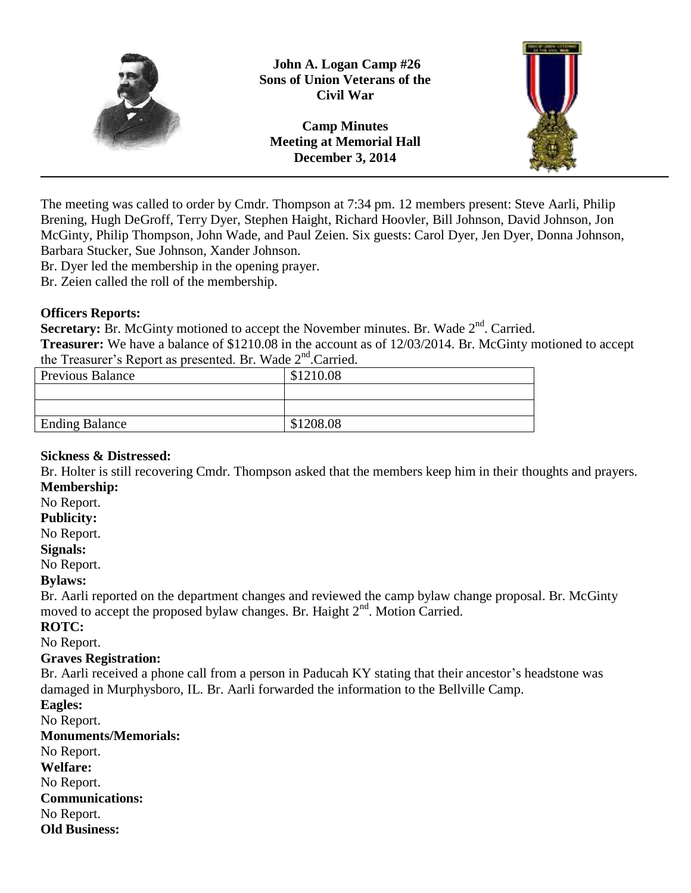**John A. Logan Camp #26**
**Sons of Union Veterans of the Civil War**

**Camp Minutes**
**Meeting at Memorial Hall**
**December 3, 2014**

---

The meeting was called to order by Cmdr. Thompson at 7:34 pm. 12 members present: Steve Aarli, Philip Brening, Hugh DeGroff, Terry Dyer, Stephen Haight, Richard Hoovler, Bill Johnson, David Johnson, Jon McGinty, Philip Thompson, John Wade, and Paul Zeien. Six guests: Carol Dyer, Jen Dyer, Donna Johnson, Barbara Stucker, Sue Johnson, Xander Johnson.

Br. Dyer led the membership in the opening prayer.

Br. Zeien called the roll of the membership.

**Officers Reports:**

**Secretary:** Br. McGinty motioned to accept the November minutes. Br. Wade 2nd. Carried.

**Treasurer:** We have a balance of $1210.08 in the account as of 12/03/2014. Br. McGinty motioned to accept the Treasurer's Report as presented. Br. Wade 2nd.Carried.

| Previous Balance | $1210.08 |
|---|---|
| | |
| | |
| Ending Balance | $1208.08 |

**Sickness & Distressed:**

Br. Holter is still recovering Cmdr. Thompson asked that the members keep him in their thoughts and prayers.

**Membership:**

No Report.

**Publicity:**

No Report.

**Signals:**

No Report.

**Bylaws:**

Br. Aarli reported on the department changes and reviewed the camp bylaw change proposal. Br. McGinty moved to accept the proposed bylaw changes. Br. Haight 2nd. Motion Carried.

**ROTC:**

No Report.

**Graves Registration:**

Br. Aarli received a phone call from a person in Paducah KY stating that their ancestor's headstone was damaged in Murphysboro, IL. Br. Aarli forwarded the information to the Bellville Camp.

**Eagles:**

No Report.

**Monuments/Memorials:**

No Report.

**Welfare:**

No Report.

**Communications:**

No Report.

**Old Business:**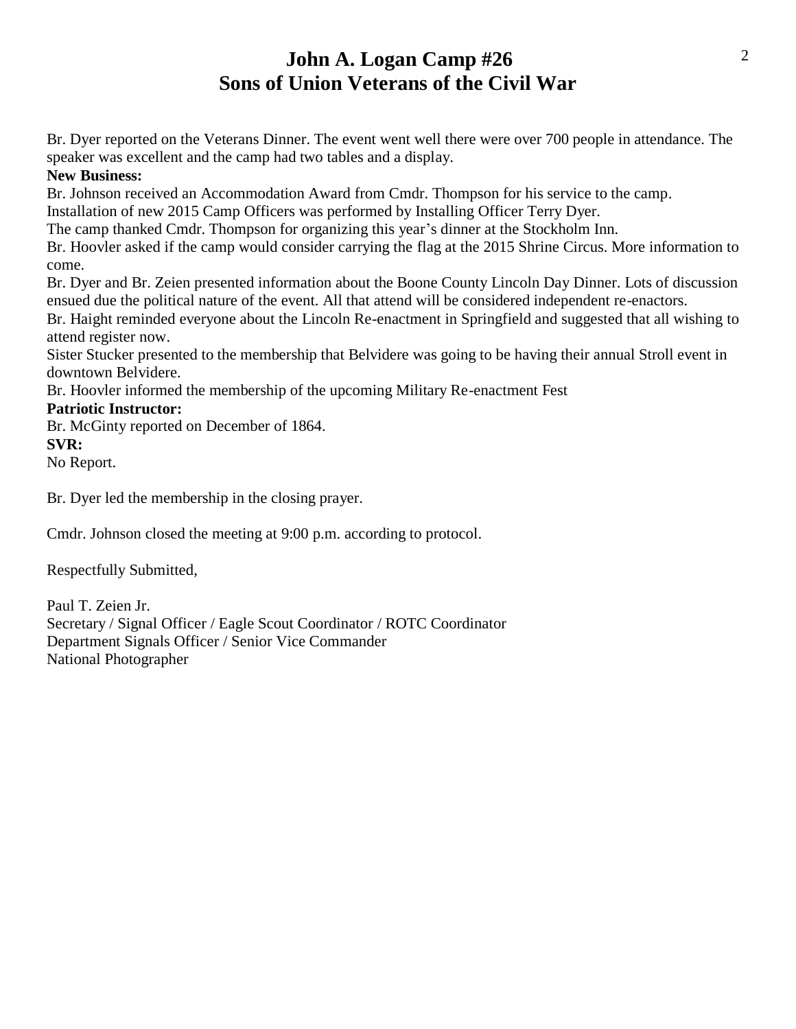# John A. Logan Camp #26
# Sons of Union Veterans of the Civil War

Br. Dyer reported on the Veterans Dinner. The event went well there were over 700 people in attendance. The speaker was excellent and the camp had two tables and a display.

**New Business:**

Br. Johnson received an Accommodation Award from Cmdr. Thompson for his service to the camp.

Installation of new 2015 Camp Officers was performed by Installing Officer Terry Dyer.

The camp thanked Cmdr. Thompson for organizing this year's dinner at the Stockholm Inn.

Br. Hoovler asked if the camp would consider carrying the flag at the 2015 Shrine Circus. More information to come.

Br. Dyer and Br. Zeien presented information about the Boone County Lincoln Day Dinner. Lots of discussion ensued due the political nature of the event. All that attend will be considered independent re-enactors.

Br. Haight reminded everyone about the Lincoln Re-enactment in Springfield and suggested that all wishing to attend register now.

Sister Stucker presented to the membership that Belvidere was going to be having their annual Stroll event in downtown Belvidere.

Br. Hoovler informed the membership of the upcoming Military Re-enactment Fest

**Patriotic Instructor:**

Br. McGinty reported on December of 1864.

**SVR:**

No Report.

Br. Dyer led the membership in the closing prayer.

Cmdr. Johnson closed the meeting at 9:00 p.m. according to protocol.

Respectfully Submitted,

Paul T. Zeien Jr.
Secretary / Signal Officer / Eagle Scout Coordinator / ROTC Coordinator
Department Signals Officer / Senior Vice Commander
National Photographer